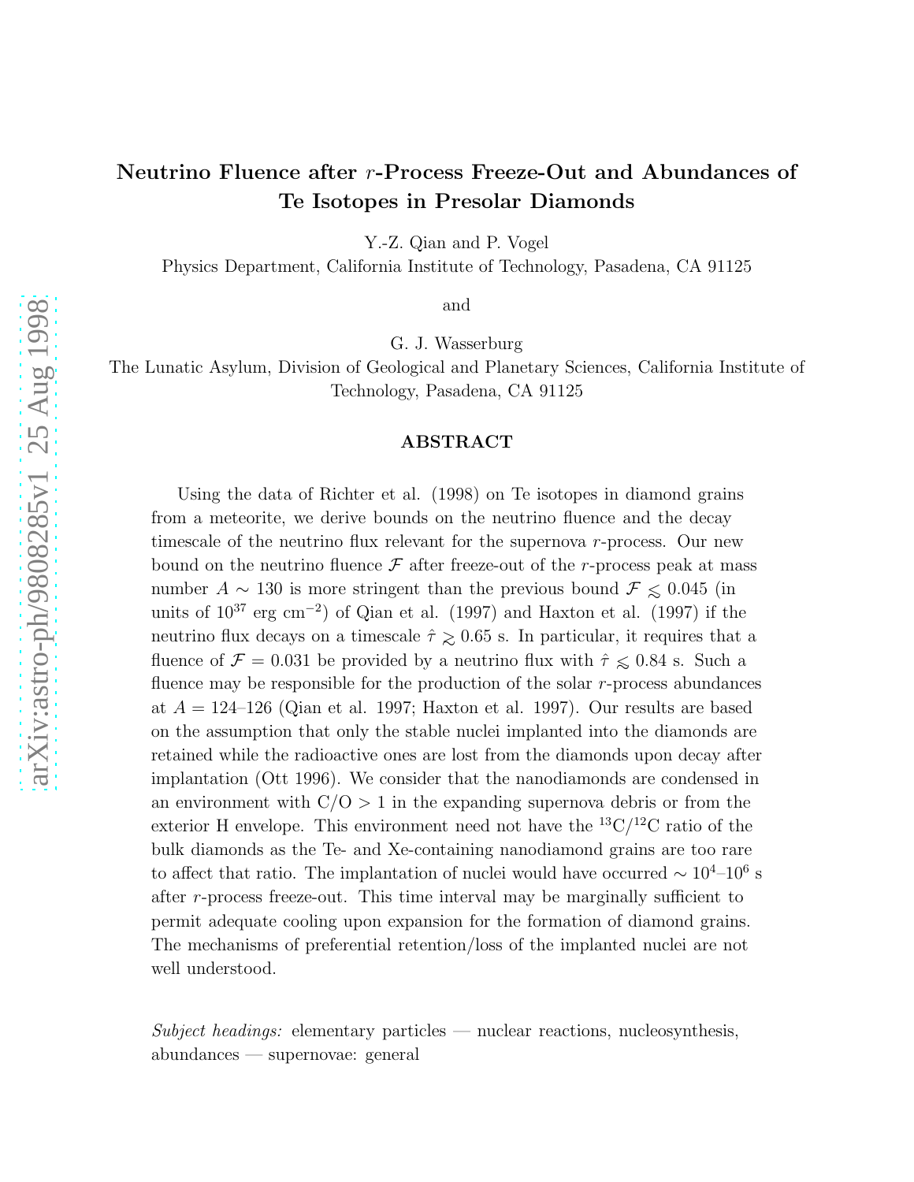# Neutrino Fluence after $r$-Process Freeze-Out and Abundances of Te Isotopes in Presolar Diamonds

Y.-Z. Qian and P. Vogel

Physics Department, California Institute of Technology, Pasadena, CA 91125

and

G. J. Wasserburg

The Lunatic Asylum, Division of Geological and Planetary Sciences, California Institute of Technology, Pasadena, CA 91125

## ABSTRACT

Using the data of Richter et al. (1998) on Te isotopes in diamond grains from a meteorite, we derive bounds on the neutrino fluence and the decay timescale of the neutrino flux relevant for the supernova $r$-process. Our new bound on the neutrino fluence $\mathcal{F}$ after freeze-out of the $r$-process peak at mass number $A \sim 130$ is more stringent than the previous bound $\mathcal{F} \lesssim 0.045$ (in units of $10^{37}$ erg cm$^{-2}$) of Qian et al. (1997) and Haxton et al. (1997) if the neutrino flux decays on a timescale $\hat{\tau} \gtrsim 0.65$ s. In particular, it requires that a fluence of $\mathcal{F} = 0.031$ be provided by a neutrino flux with $\hat{\tau} \lesssim 0.84$ s. Such a fluence may be responsible for the production of the solar $r$-process abundances at $A = 124$–$126$ (Qian et al. 1997; Haxton et al. 1997). Our results are based on the assumption that only the stable nuclei implanted into the diamonds are retained while the radioactive ones are lost from the diamonds upon decay after implantation (Ott 1996). We consider that the nanodiamonds are condensed in an environment with C/O $> 1$ in the expanding supernova debris or from the exterior H envelope. This environment need not have the $^{13}$C/$^{12}$C ratio of the bulk diamonds as the Te- and Xe-containing nanodiamond grains are too rare to affect that ratio. The implantation of nuclei would have occurred $\sim 10^4$–$10^6$ s after $r$-process freeze-out. This time interval may be marginally sufficient to permit adequate cooling upon expansion for the formation of diamond grains. The mechanisms of preferential retention/loss of the implanted nuclei are not well understood.

*Subject headings:* elementary particles — nuclear reactions, nucleosynthesis, abundances — supernovae: general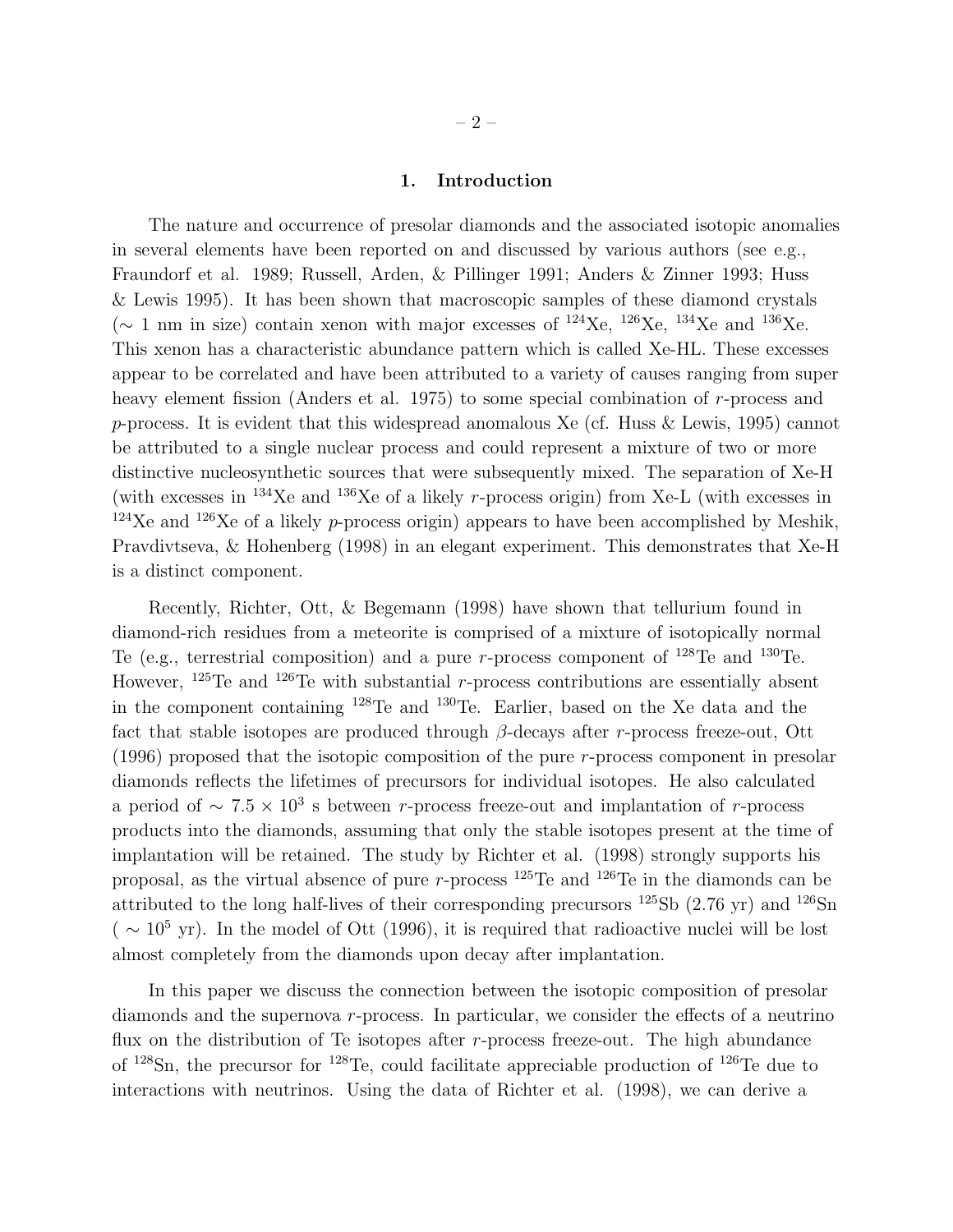## 1. Introduction

The nature and occurrence of presolar diamonds and the associated isotopic anomalies in several elements have been reported on and discussed by various authors (see e.g., Fraundorf et al. 1989; Russell, Arden, & Pillinger 1991; Anders & Zinner 1993; Huss & Lewis 1995). It has been shown that macroscopic samples of these diamond crystals ($\sim$ 1 nm in size) contain xenon with major excesses of $^{124}$Xe, $^{126}$Xe, $^{134}$Xe and $^{136}$Xe. This xenon has a characteristic abundance pattern which is called Xe-HL. These excesses appear to be correlated and have been attributed to a variety of causes ranging from super heavy element fission (Anders et al. 1975) to some special combination of *r*-process and *p*-process. It is evident that this widespread anomalous Xe (cf. Huss & Lewis, 1995) cannot be attributed to a single nuclear process and could represent a mixture of two or more distinctive nucleosynthetic sources that were subsequently mixed. The separation of Xe-H (with excesses in $^{134}$Xe and $^{136}$Xe of a likely *r*-process origin) from Xe-L (with excesses in $^{124}$Xe and $^{126}$Xe of a likely *p*-process origin) appears to have been accomplished by Meshik, Pravdivtseva, & Hohenberg (1998) in an elegant experiment. This demonstrates that Xe-H is a distinct component.

Recently, Richter, Ott, & Begemann (1998) have shown that tellurium found in diamond-rich residues from a meteorite is comprised of a mixture of isotopically normal Te (e.g., terrestrial composition) and a pure *r*-process component of $^{128}$Te and $^{130}$Te. However, $^{125}$Te and $^{126}$Te with substantial *r*-process contributions are essentially absent in the component containing $^{128}$Te and $^{130}$Te. Earlier, based on the Xe data and the fact that stable isotopes are produced through $\beta$-decays after *r*-process freeze-out, Ott (1996) proposed that the isotopic composition of the pure *r*-process component in presolar diamonds reflects the lifetimes of precursors for individual isotopes. He also calculated a period of $\sim 7.5 \times 10^3$ s between *r*-process freeze-out and implantation of *r*-process products into the diamonds, assuming that only the stable isotopes present at the time of implantation will be retained. The study by Richter et al. (1998) strongly supports his proposal, as the virtual absence of pure *r*-process $^{125}$Te and $^{126}$Te in the diamonds can be attributed to the long half-lives of their corresponding precursors $^{125}$Sb (2.76 yr) and $^{126}$Sn ( $\sim 10^5$ yr). In the model of Ott (1996), it is required that radioactive nuclei will be lost almost completely from the diamonds upon decay after implantation.

In this paper we discuss the connection between the isotopic composition of presolar diamonds and the supernova *r*-process. In particular, we consider the effects of a neutrino flux on the distribution of Te isotopes after *r*-process freeze-out. The high abundance of $^{128}$Sn, the precursor for $^{128}$Te, could facilitate appreciable production of $^{126}$Te due to interactions with neutrinos. Using the data of Richter et al. (1998), we can derive a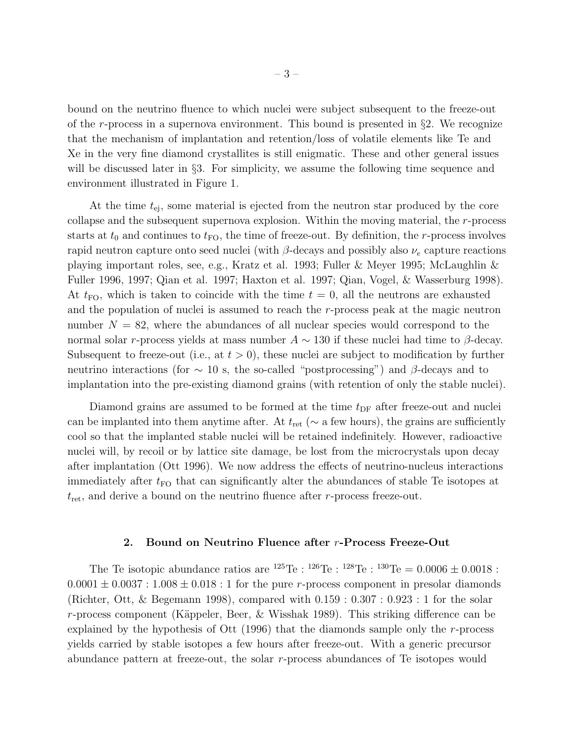bound on the neutrino fluence to which nuclei were subject subsequent to the freeze-out of the $r$-process in a supernova environment. This bound is presented in §2. We recognize that the mechanism of implantation and retention/loss of volatile elements like Te and Xe in the very fine diamond crystallites is still enigmatic. These and other general issues will be discussed later in §3. For simplicity, we assume the following time sequence and environment illustrated in Figure 1.

At the time $t_{\rm ej}$, some material is ejected from the neutron star produced by the core collapse and the subsequent supernova explosion. Within the moving material, the $r$-process starts at $t_0$ and continues to $t_{\rm FO}$, the time of freeze-out. By definition, the $r$-process involves rapid neutron capture onto seed nuclei (with $\beta$-decays and possibly also $\nu_e$ capture reactions playing important roles, see, e.g., Kratz et al. 1993; Fuller & Meyer 1995; McLaughlin & Fuller 1996, 1997; Qian et al. 1997; Haxton et al. 1997; Qian, Vogel, & Wasserburg 1998). At $t_{\rm FO}$, which is taken to coincide with the time $t = 0$, all the neutrons are exhausted and the population of nuclei is assumed to reach the $r$-process peak at the magic neutron number $N = 82$, where the abundances of all nuclear species would correspond to the normal solar $r$-process yields at mass number $A \sim 130$ if these nuclei had time to $\beta$-decay. Subsequent to freeze-out (i.e., at $t > 0$), these nuclei are subject to modification by further neutrino interactions (for $\sim 10$ s, the so-called "postprocessing") and $\beta$-decays and to implantation into the pre-existing diamond grains (with retention of only the stable nuclei).

Diamond grains are assumed to be formed at the time $t_{\rm DF}$ after freeze-out and nuclei can be implanted into them anytime after. At $t_{\rm ret}$ ($\sim$ a few hours), the grains are sufficiently cool so that the implanted stable nuclei will be retained indefinitely. However, radioactive nuclei will, by recoil or by lattice site damage, be lost from the microcrystals upon decay after implantation (Ott 1996). We now address the effects of neutrino-nucleus interactions immediately after $t_{\rm FO}$ that can significantly alter the abundances of stable Te isotopes at $t_{\rm ret}$, and derive a bound on the neutrino fluence after $r$-process freeze-out.

## 2. Bound on Neutrino Fluence after $r$-Process Freeze-Out

The Te isotopic abundance ratios are ${}^{125}$Te : ${}^{126}$Te : ${}^{128}$Te : ${}^{130}$Te $= 0.0006 \pm 0.0018 : 0.0001 \pm 0.0037 : 1.008 \pm 0.018 : 1$ for the pure $r$-process component in presolar diamonds (Richter, Ott, & Begemann 1998), compared with $0.159 : 0.307 : 0.923 : 1$ for the solar $r$-process component (Käppeler, Beer, & Wisshak 1989). This striking difference can be explained by the hypothesis of Ott (1996) that the diamonds sample only the $r$-process yields carried by stable isotopes a few hours after freeze-out. With a generic precursor abundance pattern at freeze-out, the solar $r$-process abundances of Te isotopes would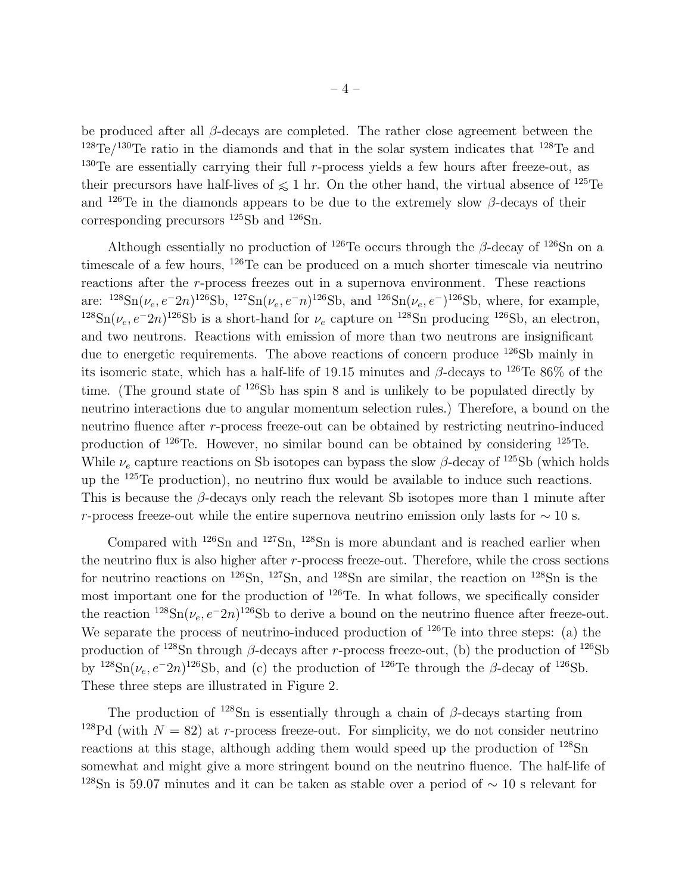be produced after all $\beta$-decays are completed. The rather close agreement between the $^{128}$Te/$^{130}$Te ratio in the diamonds and that in the solar system indicates that $^{128}$Te and $^{130}$Te are essentially carrying their full $r$-process yields a few hours after freeze-out, as their precursors have half-lives of $\lesssim 1$ hr. On the other hand, the virtual absence of $^{125}$Te and $^{126}$Te in the diamonds appears to be due to the extremely slow $\beta$-decays of their corresponding precursors $^{125}$Sb and $^{126}$Sn.

Although essentially no production of $^{126}$Te occurs through the $\beta$-decay of $^{126}$Sn on a timescale of a few hours, $^{126}$Te can be produced on a much shorter timescale via neutrino reactions after the $r$-process freezes out in a supernova environment. These reactions are: $^{128}\text{Sn}(\nu_e, e^- 2n)^{126}\text{Sb}$, $^{127}\text{Sn}(\nu_e, e^- n)^{126}\text{Sb}$, and $^{126}\text{Sn}(\nu_e, e^-)^{126}\text{Sb}$, where, for example, $^{128}\text{Sn}(\nu_e, e^- 2n)^{126}\text{Sb}$ is a short-hand for $\nu_e$ capture on $^{128}$Sn producing $^{126}$Sb, an electron, and two neutrons. Reactions with emission of more than two neutrons are insignificant due to energetic requirements. The above reactions of concern produce $^{126}$Sb mainly in its isomeric state, which has a half-life of 19.15 minutes and $\beta$-decays to $^{126}$Te 86% of the time. (The ground state of $^{126}$Sb has spin 8 and is unlikely to be populated directly by neutrino interactions due to angular momentum selection rules.) Therefore, a bound on the neutrino fluence after $r$-process freeze-out can be obtained by restricting neutrino-induced production of $^{126}$Te. However, no similar bound can be obtained by considering $^{125}$Te. While $\nu_e$ capture reactions on Sb isotopes can bypass the slow $\beta$-decay of $^{125}$Sb (which holds up the $^{125}$Te production), no neutrino flux would be available to induce such reactions. This is because the $\beta$-decays only reach the relevant Sb isotopes more than 1 minute after $r$-process freeze-out while the entire supernova neutrino emission only lasts for $\sim 10$ s.

Compared with $^{126}$Sn and $^{127}$Sn, $^{128}$Sn is more abundant and is reached earlier when the neutrino flux is also higher after $r$-process freeze-out. Therefore, while the cross sections for neutrino reactions on $^{126}$Sn, $^{127}$Sn, and $^{128}$Sn are similar, the reaction on $^{128}$Sn is the most important one for the production of $^{126}$Te. In what follows, we specifically consider the reaction $^{128}\text{Sn}(\nu_e, e^- 2n)^{126}\text{Sb}$ to derive a bound on the neutrino fluence after freeze-out. We separate the process of neutrino-induced production of $^{126}$Te into three steps: (a) the production of $^{128}$Sn through $\beta$-decays after $r$-process freeze-out, (b) the production of $^{126}$Sb by $^{128}\text{Sn}(\nu_e, e^- 2n)^{126}\text{Sb}$, and (c) the production of $^{126}$Te through the $\beta$-decay of $^{126}$Sb. These three steps are illustrated in Figure 2.

The production of $^{128}$Sn is essentially through a chain of $\beta$-decays starting from $^{128}$Pd (with $N = 82$) at $r$-process freeze-out. For simplicity, we do not consider neutrino reactions at this stage, although adding them would speed up the production of $^{128}$Sn somewhat and might give a more stringent bound on the neutrino fluence. The half-life of $^{128}$Sn is 59.07 minutes and it can be taken as stable over a period of $\sim 10$ s relevant for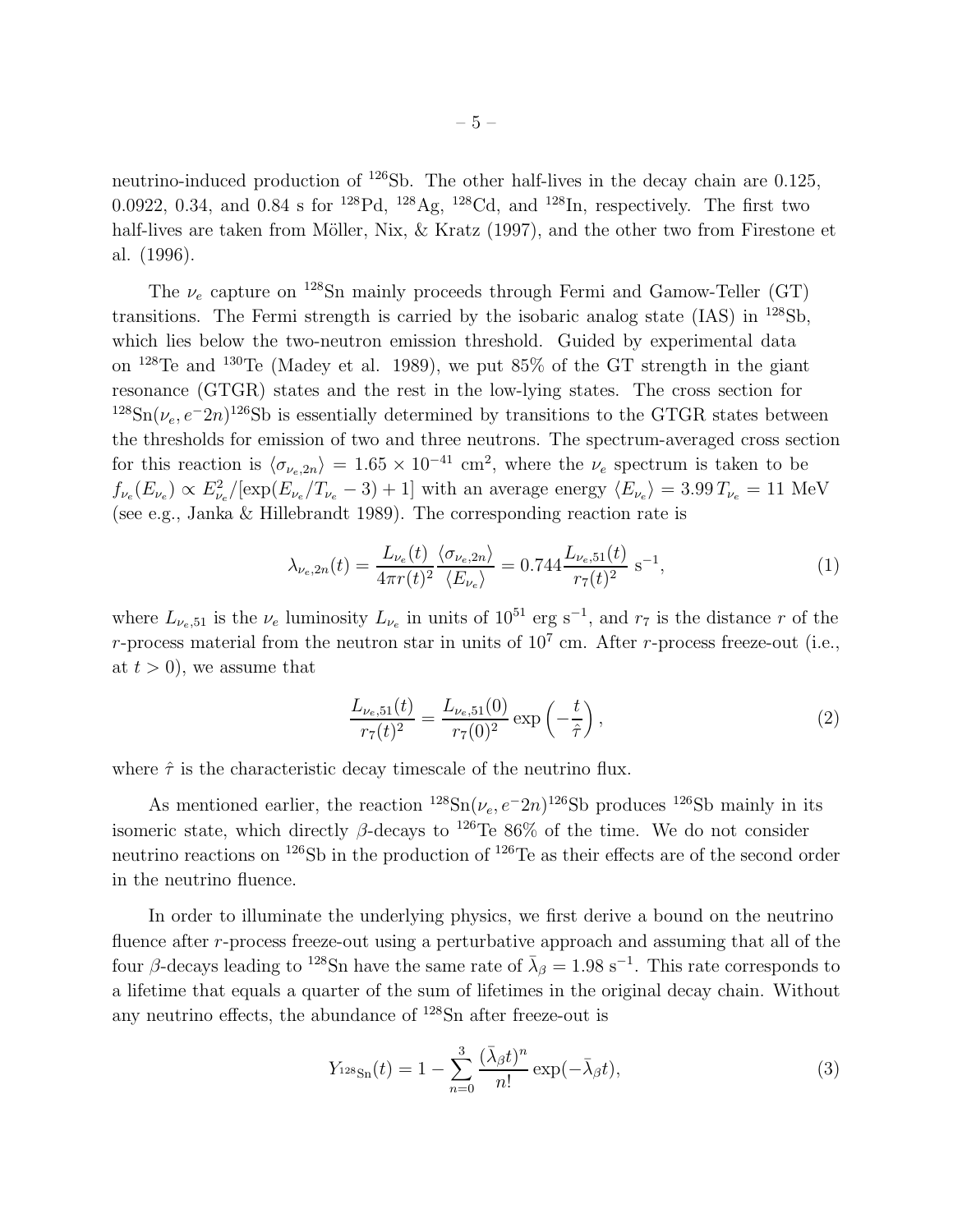neutrino-induced production of $^{126}$Sb. The other half-lives in the decay chain are 0.125, 0.0922, 0.34, and 0.84 s for $^{128}$Pd, $^{128}$Ag, $^{128}$Cd, and $^{128}$In, respectively. The first two half-lives are taken from Möller, Nix, & Kratz (1997), and the other two from Firestone et al. (1996).

The $\nu_e$ capture on $^{128}$Sn mainly proceeds through Fermi and Gamow-Teller (GT) transitions. The Fermi strength is carried by the isobaric analog state (IAS) in $^{128}$Sb, which lies below the two-neutron emission threshold. Guided by experimental data on $^{128}$Te and $^{130}$Te (Madey et al. 1989), we put 85% of the GT strength in the giant resonance (GTGR) states and the rest in the low-lying states. The cross section for $^{128}\text{Sn}(\nu_e, e^- 2n)^{126}\text{Sb}$ is essentially determined by transitions to the GTGR states between the thresholds for emission of two and three neutrons. The spectrum-averaged cross section for this reaction is $\langle \sigma_{\nu_e,2n} \rangle = 1.65 \times 10^{-41}$ cm$^2$, where the $\nu_e$ spectrum is taken to be $f_{\nu_e}(E_{\nu_e}) \propto E_{\nu_e}^2 / [\exp(E_{\nu_e}/T_{\nu_e} - 3) + 1]$ with an average energy $\langle E_{\nu_e} \rangle = 3.99\, T_{\nu_e} = 11$ MeV (see e.g., Janka & Hillebrandt 1989). The corresponding reaction rate is

$$\lambda_{\nu_e,2n}(t) = \frac{L_{\nu_e}(t)}{4\pi r(t)^2} \frac{\langle \sigma_{\nu_e,2n} \rangle}{\langle E_{\nu_e} \rangle} = 0.744 \frac{L_{\nu_e,51}(t)}{r_7(t)^2} \text{ s}^{-1}, \tag{1}$$

where $L_{\nu_e,51}$ is the $\nu_e$ luminosity $L_{\nu_e}$ in units of $10^{51}$ erg s$^{-1}$, and $r_7$ is the distance $r$ of the $r$-process material from the neutron star in units of $10^7$ cm. After $r$-process freeze-out (i.e., at $t > 0$), we assume that

$$\frac{L_{\nu_e,51}(t)}{r_7(t)^2} = \frac{L_{\nu_e,51}(0)}{r_7(0)^2} \exp\left(-\frac{t}{\hat{\tau}}\right), \tag{2}$$

where $\hat{\tau}$ is the characteristic decay timescale of the neutrino flux.

As mentioned earlier, the reaction $^{128}\text{Sn}(\nu_e, e^- 2n)^{126}\text{Sb}$ produces $^{126}$Sb mainly in its isomeric state, which directly $\beta$-decays to $^{126}$Te 86% of the time. We do not consider neutrino reactions on $^{126}$Sb in the production of $^{126}$Te as their effects are of the second order in the neutrino fluence.

In order to illuminate the underlying physics, we first derive a bound on the neutrino fluence after $r$-process freeze-out using a perturbative approach and assuming that all of the four $\beta$-decays leading to $^{128}$Sn have the same rate of $\bar{\lambda}_\beta = 1.98$ s$^{-1}$. This rate corresponds to a lifetime that equals a quarter of the sum of lifetimes in the original decay chain. Without any neutrino effects, the abundance of $^{128}$Sn after freeze-out is

$$Y_{^{128}\text{Sn}}(t) = 1 - \sum_{n=0}^{3} \frac{(\bar{\lambda}_\beta t)^n}{n!} \exp(-\bar{\lambda}_\beta t), \tag{3}$$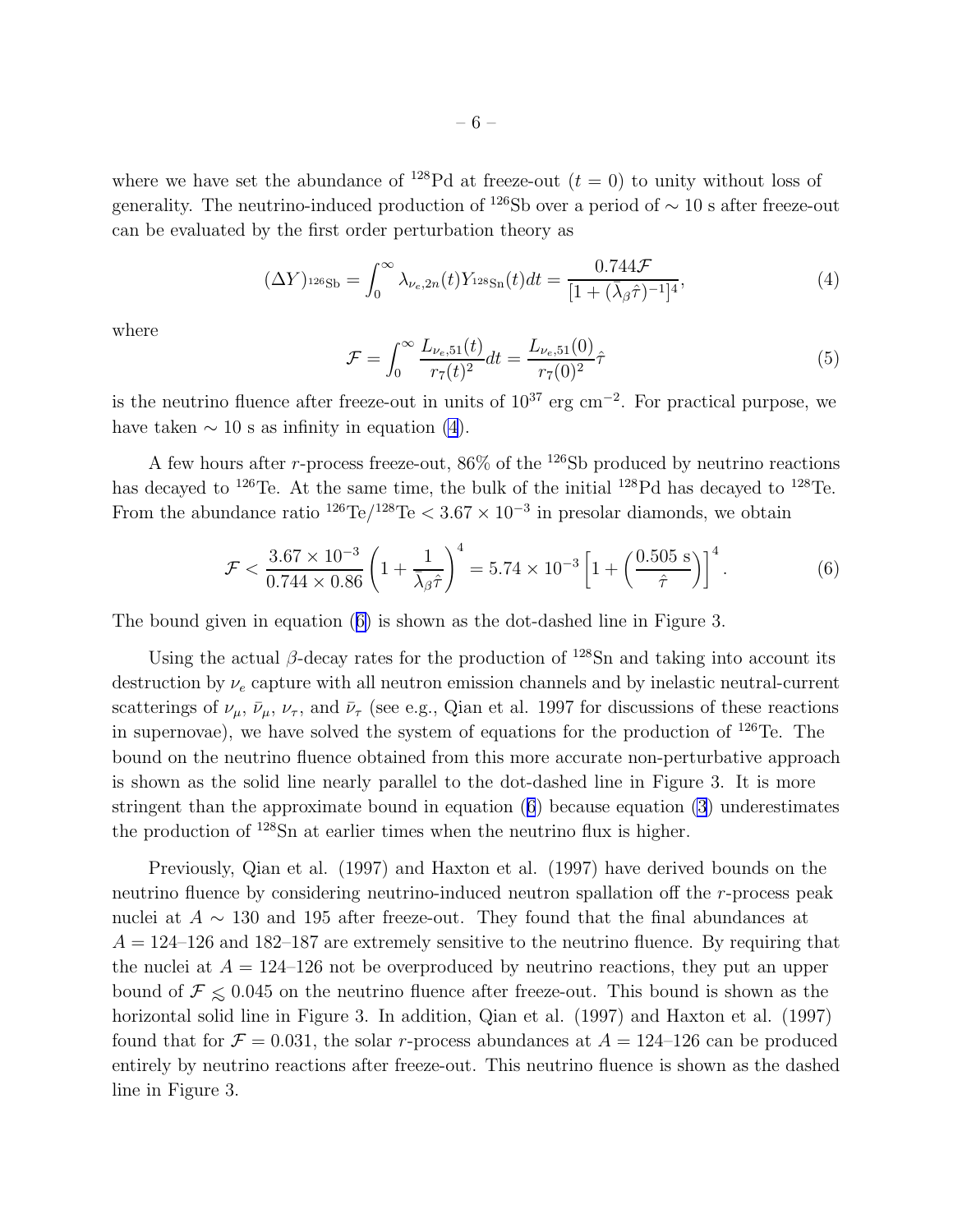where we have set the abundance of $^{128}$Pd at freeze-out ($t = 0$) to unity without loss of generality. The neutrino-induced production of $^{126}$Sb over a period of $\sim 10$ s after freeze-out can be evaluated by the first order perturbation theory as

$$(\Delta Y)_{^{126}\mathrm{Sb}} = \int_0^\infty \lambda_{\nu_e,2n}(t) Y_{^{128}\mathrm{Sn}}(t) dt = \frac{0.744\mathcal{F}}{[1 + (\bar{\lambda}_\beta \hat{\tau})^{-1}]^4}, \tag{4}$$

where

$$\mathcal{F} = \int_0^\infty \frac{L_{\nu_e,51}(t)}{r_7(t)^2} dt = \frac{L_{\nu_e,51}(0)}{r_7(0)^2} \hat{\tau} \tag{5}$$

is the neutrino fluence after freeze-out in units of $10^{37}$ erg cm$^{-2}$. For practical purpose, we have taken $\sim 10$ s as infinity in equation (4).

A few hours after $r$-process freeze-out, 86% of the $^{126}$Sb produced by neutrino reactions has decayed to $^{126}$Te. At the same time, the bulk of the initial $^{128}$Pd has decayed to $^{128}$Te. From the abundance ratio $^{126}\mathrm{Te}/^{128}\mathrm{Te} < 3.67 \times 10^{-3}$ in presolar diamonds, we obtain

$$\mathcal{F} < \frac{3.67 \times 10^{-3}}{0.744 \times 0.86} \left(1 + \frac{1}{\bar{\lambda}_\beta \hat{\tau}}\right)^4 = 5.74 \times 10^{-3} \left[1 + \left(\frac{0.505 \text{ s}}{\hat{\tau}}\right)\right]^4. \tag{6}$$

The bound given in equation (6) is shown as the dot-dashed line in Figure 3.

Using the actual $\beta$-decay rates for the production of $^{128}$Sn and taking into account its destruction by $\nu_e$ capture with all neutron emission channels and by inelastic neutral-current scatterings of $\nu_\mu$, $\bar{\nu}_\mu$, $\nu_\tau$, and $\bar{\nu}_\tau$ (see e.g., Qian et al. 1997 for discussions of these reactions in supernovae), we have solved the system of equations for the production of $^{126}$Te. The bound on the neutrino fluence obtained from this more accurate non-perturbative approach is shown as the solid line nearly parallel to the dot-dashed line in Figure 3. It is more stringent than the approximate bound in equation (6) because equation (3) underestimates the production of $^{128}$Sn at earlier times when the neutrino flux is higher.

Previously, Qian et al. (1997) and Haxton et al. (1997) have derived bounds on the neutrino fluence by considering neutrino-induced neutron spallation off the $r$-process peak nuclei at $A \sim 130$ and 195 after freeze-out. They found that the final abundances at $A = 124$–126 and 182–187 are extremely sensitive to the neutrino fluence. By requiring that the nuclei at $A = 124$–126 not be overproduced by neutrino reactions, they put an upper bound of $\mathcal{F} \lesssim 0.045$ on the neutrino fluence after freeze-out. This bound is shown as the horizontal solid line in Figure 3. In addition, Qian et al. (1997) and Haxton et al. (1997) found that for $\mathcal{F} = 0.031$, the solar $r$-process abundances at $A = 124$–126 can be produced entirely by neutrino reactions after freeze-out. This neutrino fluence is shown as the dashed line in Figure 3.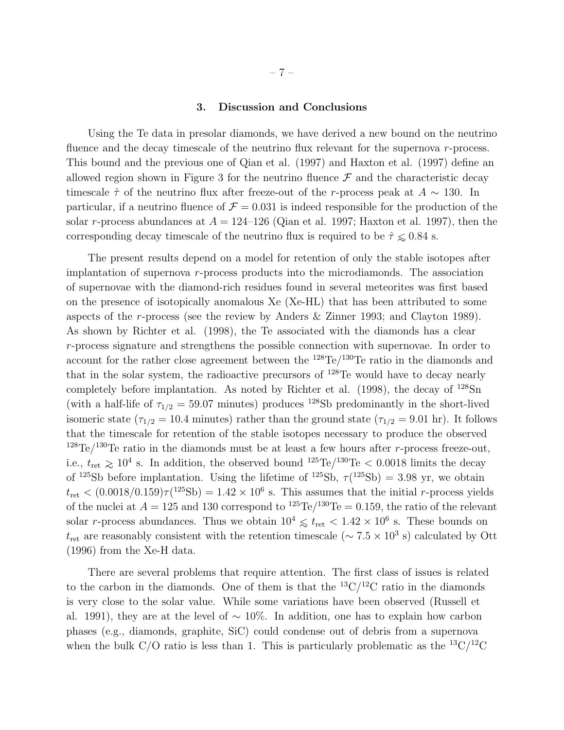## 3. Discussion and Conclusions

Using the Te data in presolar diamonds, we have derived a new bound on the neutrino fluence and the decay timescale of the neutrino flux relevant for the supernova $r$-process. This bound and the previous one of Qian et al. (1997) and Haxton et al. (1997) define an allowed region shown in Figure 3 for the neutrino fluence $\mathcal{F}$ and the characteristic decay timescale $\hat{\tau}$ of the neutrino flux after freeze-out of the $r$-process peak at $A \sim 130$. In particular, if a neutrino fluence of $\mathcal{F} = 0.031$ is indeed responsible for the production of the solar $r$-process abundances at $A = 124$–$126$ (Qian et al. 1997; Haxton et al. 1997), then the corresponding decay timescale of the neutrino flux is required to be $\hat{\tau} \lesssim 0.84$ s.

The present results depend on a model for retention of only the stable isotopes after implantation of supernova $r$-process products into the microdiamonds. The association of supernovae with the diamond-rich residues found in several meteorites was first based on the presence of isotopically anomalous Xe (Xe-HL) that has been attributed to some aspects of the $r$-process (see the review by Anders & Zinner 1993; and Clayton 1989). As shown by Richter et al. (1998), the Te associated with the diamonds has a clear $r$-process signature and strengthens the possible connection with supernovae. In order to account for the rather close agreement between the $^{128}$Te/$^{130}$Te ratio in the diamonds and that in the solar system, the radioactive precursors of $^{128}$Te would have to decay nearly completely before implantation. As noted by Richter et al. (1998), the decay of $^{128}$Sn (with a half-life of $\tau_{1/2} = 59.07$ minutes) produces $^{128}$Sb predominantly in the short-lived isomeric state ($\tau_{1/2} = 10.4$ minutes) rather than the ground state ($\tau_{1/2} = 9.01$ hr). It follows that the timescale for retention of the stable isotopes necessary to produce the observed $^{128}$Te/$^{130}$Te ratio in the diamonds must be at least a few hours after $r$-process freeze-out, i.e., $t_{\rm ret} \gtrsim 10^4$ s. In addition, the observed bound $^{125}$Te/$^{130}$Te $< 0.0018$ limits the decay of $^{125}$Sb before implantation. Using the lifetime of $^{125}$Sb, $\tau(^{125}\text{Sb}) = 3.98$ yr, we obtain $t_{\rm ret} < (0.0018/0.159)\tau(^{125}\text{Sb}) = 1.42 \times 10^6$ s. This assumes that the initial $r$-process yields of the nuclei at $A = 125$ and 130 correspond to $^{125}$Te/$^{130}$Te $= 0.159$, the ratio of the relevant solar $r$-process abundances. Thus we obtain $10^4 \lesssim t_{\rm ret} < 1.42 \times 10^6$ s. These bounds on $t_{\rm ret}$ are reasonably consistent with the retention timescale ($\sim 7.5 \times 10^3$ s) calculated by Ott (1996) from the Xe-H data.

There are several problems that require attention. The first class of issues is related to the carbon in the diamonds. One of them is that the $^{13}$C/$^{12}$C ratio in the diamonds is very close to the solar value. While some variations have been observed (Russell et al. 1991), they are at the level of $\sim 10\%$. In addition, one has to explain how carbon phases (e.g., diamonds, graphite, SiC) could condense out of debris from a supernova when the bulk C/O ratio is less than 1. This is particularly problematic as the $^{13}$C/$^{12}$C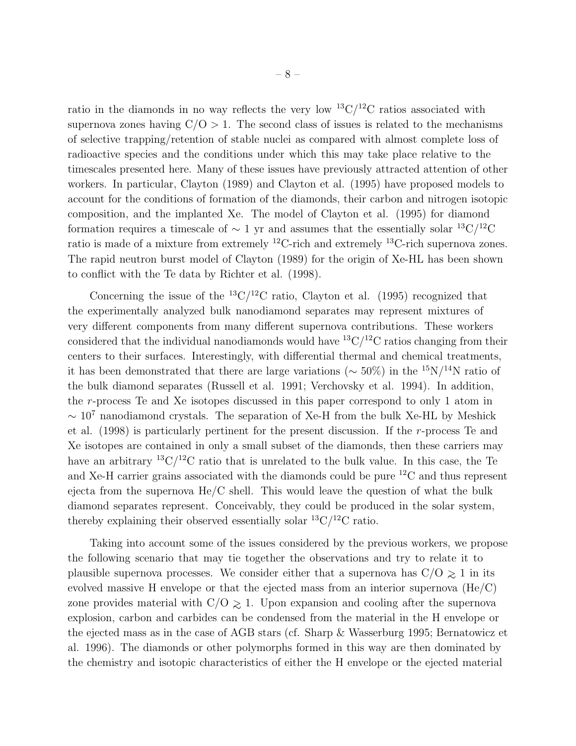ratio in the diamonds in no way reflects the very low $^{13}C/^{12}C$ ratios associated with supernova zones having $C/O > 1$. The second class of issues is related to the mechanisms of selective trapping/retention of stable nuclei as compared with almost complete loss of radioactive species and the conditions under which this may take place relative to the timescales presented here. Many of these issues have previously attracted attention of other workers. In particular, Clayton (1989) and Clayton et al. (1995) have proposed models to account for the conditions of formation of the diamonds, their carbon and nitrogen isotopic composition, and the implanted Xe. The model of Clayton et al. (1995) for diamond formation requires a timescale of $\sim 1$ yr and assumes that the essentially solar $^{13}C/^{12}C$ ratio is made of a mixture from extremely $^{12}C$-rich and extremely $^{13}C$-rich supernova zones. The rapid neutron burst model of Clayton (1989) for the origin of Xe-HL has been shown to conflict with the Te data by Richter et al. (1998).

Concerning the issue of the $^{13}C/^{12}C$ ratio, Clayton et al. (1995) recognized that the experimentally analyzed bulk nanodiamond separates may represent mixtures of very different components from many different supernova contributions. These workers considered that the individual nanodiamonds would have $^{13}C/^{12}C$ ratios changing from their centers to their surfaces. Interestingly, with differential thermal and chemical treatments, it has been demonstrated that there are large variations ($\sim 50\%$) in the $^{15}N/^{14}N$ ratio of the bulk diamond separates (Russell et al. 1991; Verchovsky et al. 1994). In addition, the *r*-process Te and Xe isotopes discussed in this paper correspond to only 1 atom in $\sim 10^7$ nanodiamond crystals. The separation of Xe-H from the bulk Xe-HL by Meshick et al. (1998) is particularly pertinent for the present discussion. If the *r*-process Te and Xe isotopes are contained in only a small subset of the diamonds, then these carriers may have an arbitrary $^{13}C/^{12}C$ ratio that is unrelated to the bulk value. In this case, the Te and Xe-H carrier grains associated with the diamonds could be pure $^{12}C$ and thus represent ejecta from the supernova He/C shell. This would leave the question of what the bulk diamond separates represent. Conceivably, they could be produced in the solar system, thereby explaining their observed essentially solar $^{13}C/^{12}C$ ratio.

Taking into account some of the issues considered by the previous workers, we propose the following scenario that may tie together the observations and try to relate it to plausible supernova processes. We consider either that a supernova has $C/O \gtrsim 1$ in its evolved massive H envelope or that the ejected mass from an interior supernova (He/C) zone provides material with $C/O \gtrsim 1$. Upon expansion and cooling after the supernova explosion, carbon and carbides can be condensed from the material in the H envelope or the ejected mass as in the case of AGB stars (cf. Sharp & Wasserburg 1995; Bernatowicz et al. 1996). The diamonds or other polymorphs formed in this way are then dominated by the chemistry and isotopic characteristics of either the H envelope or the ejected material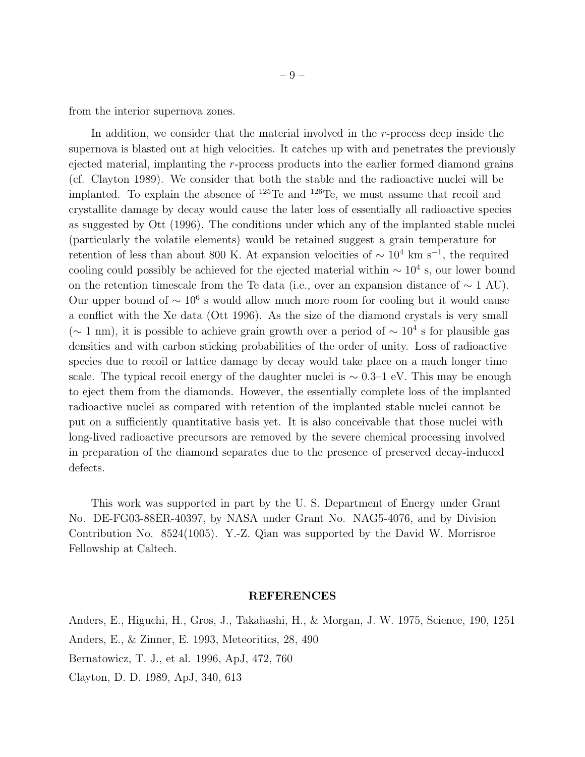from the interior supernova zones.

In addition, we consider that the material involved in the *r*-process deep inside the supernova is blasted out at high velocities. It catches up with and penetrates the previously ejected material, implanting the *r*-process products into the earlier formed diamond grains (cf. Clayton 1989). We consider that both the stable and the radioactive nuclei will be implanted. To explain the absence of $^{125}$Te and $^{126}$Te, we must assume that recoil and crystallite damage by decay would cause the later loss of essentially all radioactive species as suggested by Ott (1996). The conditions under which any of the implanted stable nuclei (particularly the volatile elements) would be retained suggest a grain temperature for retention of less than about 800 K. At expansion velocities of $\sim 10^4$ km s$^{-1}$, the required cooling could possibly be achieved for the ejected material within $\sim 10^4$ s, our lower bound on the retention timescale from the Te data (i.e., over an expansion distance of $\sim 1$ AU). Our upper bound of $\sim 10^6$ s would allow much more room for cooling but it would cause a conflict with the Xe data (Ott 1996). As the size of the diamond crystals is very small ($\sim 1$ nm), it is possible to achieve grain growth over a period of $\sim 10^4$ s for plausible gas densities and with carbon sticking probabilities of the order of unity. Loss of radioactive species due to recoil or lattice damage by decay would take place on a much longer time scale. The typical recoil energy of the daughter nuclei is $\sim 0.3$–1 eV. This may be enough to eject them from the diamonds. However, the essentially complete loss of the implanted radioactive nuclei as compared with retention of the implanted stable nuclei cannot be put on a sufficiently quantitative basis yet. It is also conceivable that those nuclei with long-lived radioactive precursors are removed by the severe chemical processing involved in preparation of the diamond separates due to the presence of preserved decay-induced defects.

This work was supported in part by the U. S. Department of Energy under Grant No. DE-FG03-88ER-40397, by NASA under Grant No. NAG5-4076, and by Division Contribution No. 8524(1005). Y.-Z. Qian was supported by the David W. Morrisroe Fellowship at Caltech.

## REFERENCES

Anders, E., Higuchi, H., Gros, J., Takahashi, H., & Morgan, J. W. 1975, Science, 190, 1251

Anders, E., & Zinner, E. 1993, Meteoritics, 28, 490

Bernatowicz, T. J., et al. 1996, ApJ, 472, 760

Clayton, D. D. 1989, ApJ, 340, 613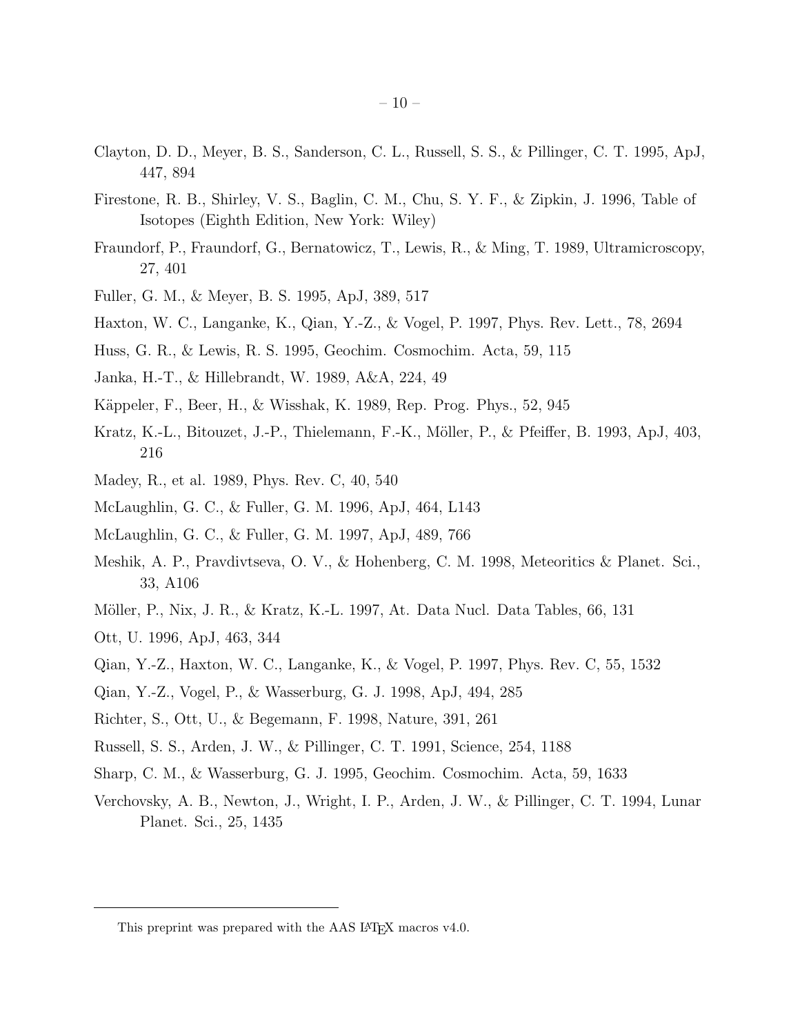Clayton, D. D., Meyer, B. S., Sanderson, C. L., Russell, S. S., & Pillinger, C. T. 1995, ApJ, 447, 894

Firestone, R. B., Shirley, V. S., Baglin, C. M., Chu, S. Y. F., & Zipkin, J. 1996, Table of Isotopes (Eighth Edition, New York: Wiley)

Fraundorf, P., Fraundorf, G., Bernatowicz, T., Lewis, R., & Ming, T. 1989, Ultramicroscopy, 27, 401

Fuller, G. M., & Meyer, B. S. 1995, ApJ, 389, 517

Haxton, W. C., Langanke, K., Qian, Y.-Z., & Vogel, P. 1997, Phys. Rev. Lett., 78, 2694

Huss, G. R., & Lewis, R. S. 1995, Geochim. Cosmochim. Acta, 59, 115

Janka, H.-T., & Hillebrandt, W. 1989, A&A, 224, 49

Käppeler, F., Beer, H., & Wisshak, K. 1989, Rep. Prog. Phys., 52, 945

Kratz, K.-L., Bitouzet, J.-P., Thielemann, F.-K., Möller, P., & Pfeiffer, B. 1993, ApJ, 403, 216

Madey, R., et al. 1989, Phys. Rev. C, 40, 540

McLaughlin, G. C., & Fuller, G. M. 1996, ApJ, 464, L143

McLaughlin, G. C., & Fuller, G. M. 1997, ApJ, 489, 766

Meshik, A. P., Pravdivtseva, O. V., & Hohenberg, C. M. 1998, Meteoritics & Planet. Sci., 33, A106

Möller, P., Nix, J. R., & Kratz, K.-L. 1997, At. Data Nucl. Data Tables, 66, 131

Ott, U. 1996, ApJ, 463, 344

Qian, Y.-Z., Haxton, W. C., Langanke, K., & Vogel, P. 1997, Phys. Rev. C, 55, 1532

Qian, Y.-Z., Vogel, P., & Wasserburg, G. J. 1998, ApJ, 494, 285

Richter, S., Ott, U., & Begemann, F. 1998, Nature, 391, 261

Russell, S. S., Arden, J. W., & Pillinger, C. T. 1991, Science, 254, 1188

Sharp, C. M., & Wasserburg, G. J. 1995, Geochim. Cosmochim. Acta, 59, 1633

Verchovsky, A. B., Newton, J., Wright, I. P., Arden, J. W., & Pillinger, C. T. 1994, Lunar Planet. Sci., 25, 1435

This preprint was prepared with the AAS LaTeX macros v4.0.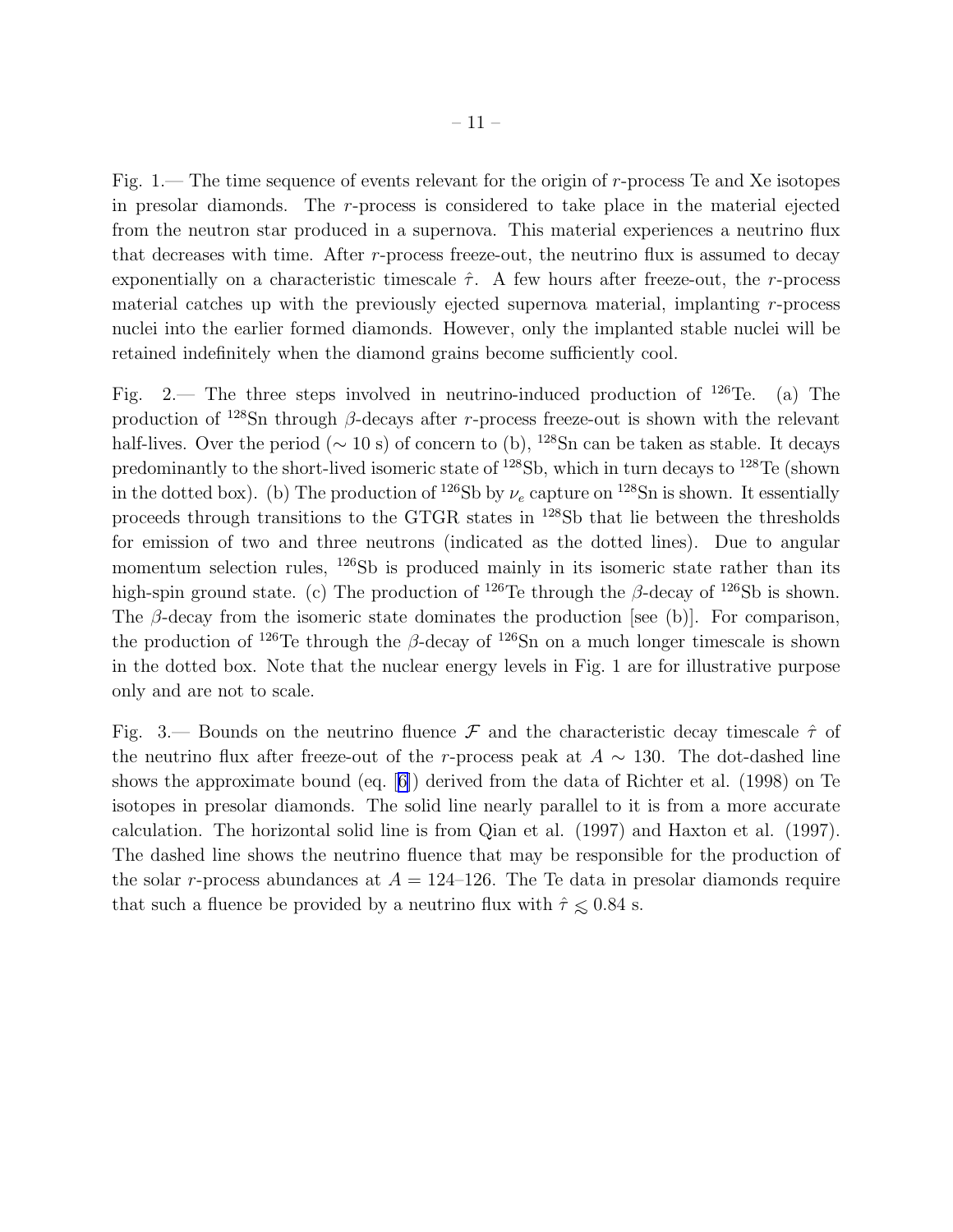Fig. 1.— The time sequence of events relevant for the origin of $r$-process Te and Xe isotopes in presolar diamonds. The $r$-process is considered to take place in the material ejected from the neutron star produced in a supernova. This material experiences a neutrino flux that decreases with time. After $r$-process freeze-out, the neutrino flux is assumed to decay exponentially on a characteristic timescale $\hat{\tau}$. A few hours after freeze-out, the $r$-process material catches up with the previously ejected supernova material, implanting $r$-process nuclei into the earlier formed diamonds. However, only the implanted stable nuclei will be retained indefinitely when the diamond grains become sufficiently cool.

Fig. 2.— The three steps involved in neutrino-induced production of $^{126}$Te. (a) The production of $^{128}$Sn through $\beta$-decays after $r$-process freeze-out is shown with the relevant half-lives. Over the period ($\sim 10$ s) of concern to (b), $^{128}$Sn can be taken as stable. It decays predominantly to the short-lived isomeric state of $^{128}$Sb, which in turn decays to $^{128}$Te (shown in the dotted box). (b) The production of $^{126}$Sb by $\nu_e$ capture on $^{128}$Sn is shown. It essentially proceeds through transitions to the GTGR states in $^{128}$Sb that lie between the thresholds for emission of two and three neutrons (indicated as the dotted lines). Due to angular momentum selection rules, $^{126}$Sb is produced mainly in its isomeric state rather than its high-spin ground state. (c) The production of $^{126}$Te through the $\beta$-decay of $^{126}$Sb is shown. The $\beta$-decay from the isomeric state dominates the production [see (b)]. For comparison, the production of $^{126}$Te through the $\beta$-decay of $^{126}$Sn on a much longer timescale is shown in the dotted box. Note that the nuclear energy levels in Fig. 1 are for illustrative purpose only and are not to scale.

Fig. 3.— Bounds on the neutrino fluence $\mathcal{F}$ and the characteristic decay timescale $\hat{\tau}$ of the neutrino flux after freeze-out of the $r$-process peak at $A \sim 130$. The dot-dashed line shows the approximate bound (eq. [6]) derived from the data of Richter et al. (1998) on Te isotopes in presolar diamonds. The solid line nearly parallel to it is from a more accurate calculation. The horizontal solid line is from Qian et al. (1997) and Haxton et al. (1997). The dashed line shows the neutrino fluence that may be responsible for the production of the solar $r$-process abundances at $A = 124$–$126$. The Te data in presolar diamonds require that such a fluence be provided by a neutrino flux with $\hat{\tau} \lesssim 0.84$ s.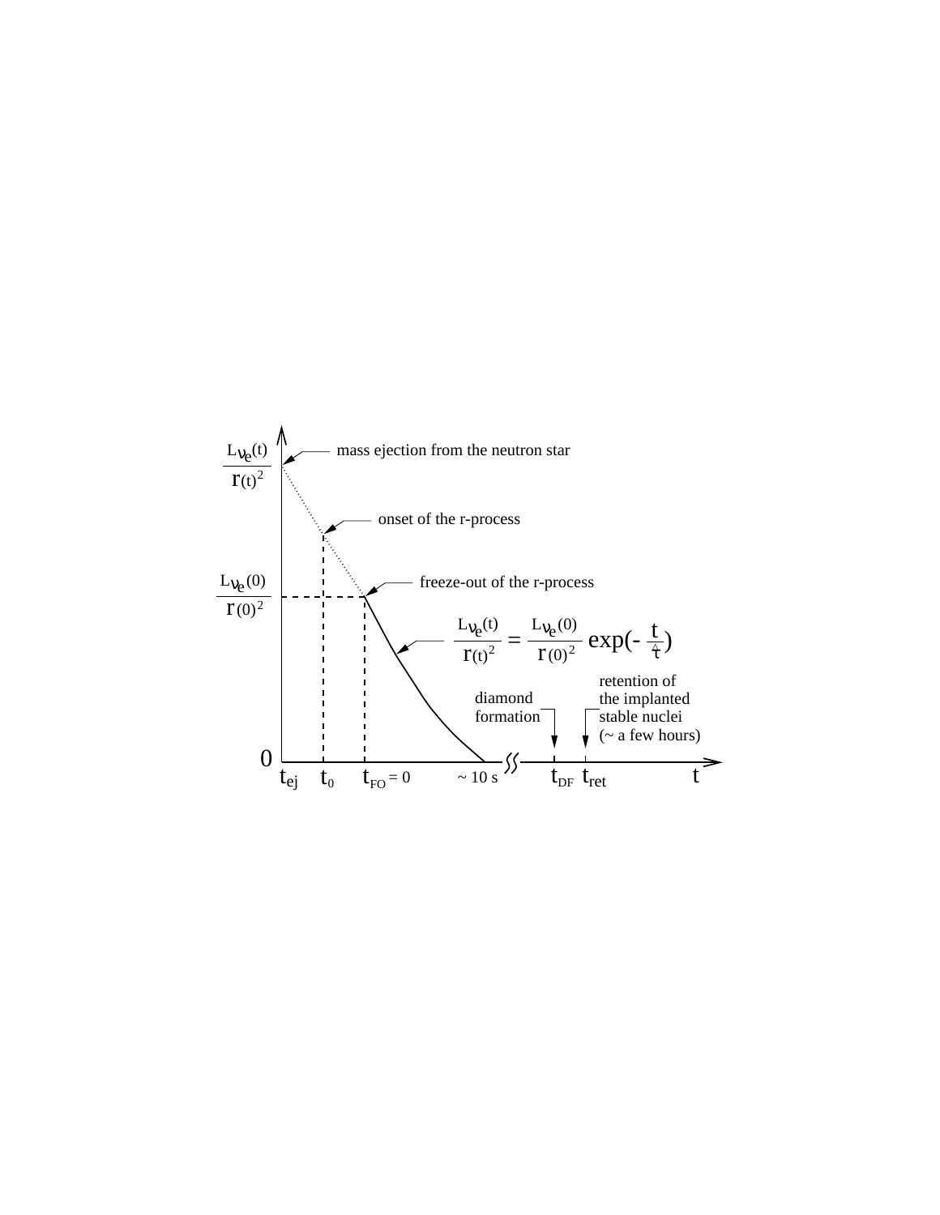$\frac{L_{\nu_e}(t)}{r(t)^2}$

mass ejection from the neutron star

onset of the r-process

$\frac{L_{\nu_e}(0)}{r(0)^2}$

freeze-out of the r-process

$$\frac{L_{\nu_e}(t)}{r(t)^2} = \frac{L_{\nu_e}(0)}{r(0)^2} \exp(-\frac{t}{\hat{\tau}})$$

diamond formation

retention of the implanted stable nuclei (~ a few hours)

0

$t_{ej}$ $t_0$ $t_{FO} = 0$ ~ 10 s $t_{DF}$ $t_{ret}$ $t$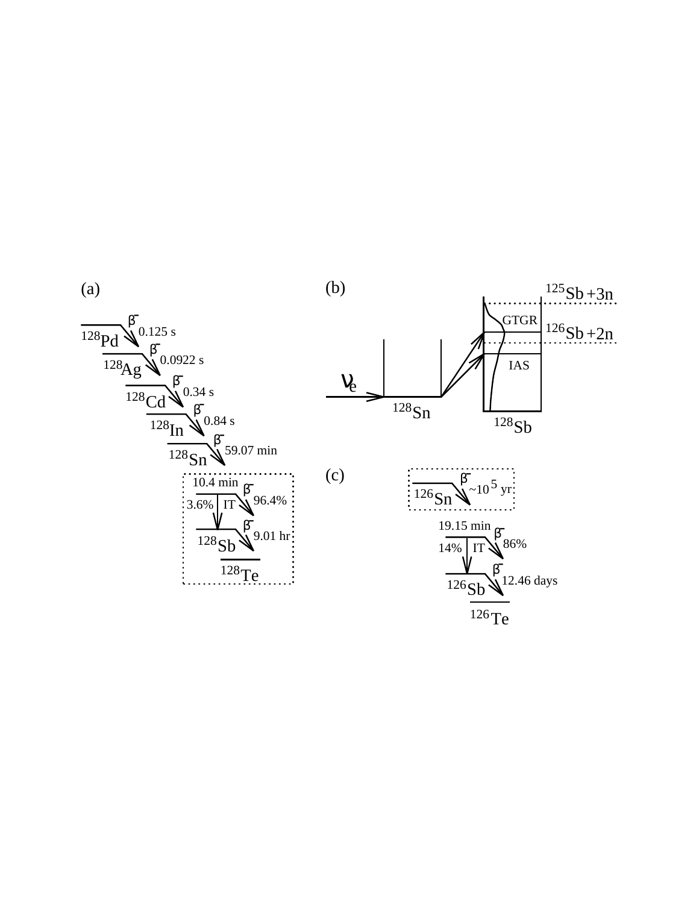(a)

$^{128}$Pd $\beta^-$ 0.125 s

$^{128}$Ag $\beta^-$ 0.0922 s

$^{128}$Cd $\beta^-$ 0.34 s

$^{128}$In $\beta^-$ 0.84 s

$^{128}$Sn $\beta^-$ 59.07 min

10.4 min $\beta^-$ 96.4%

3.6% IT

$^{128}$Sb $\beta^-$ 9.01 hr

$^{128}$Te

(b)

$\nu_e$

$^{128}$Sn

$^{128}$Sb

GTGR

IAS

$^{125}$Sb + 3n

$^{126}$Sb + 2n

(c)

$^{126}$Sn $\beta^-$ ~$10^5$ yr

19.15 min $\beta^-$ 86%

14% IT

$^{126}$Sb $\beta^-$ 12.46 days

$^{126}$Te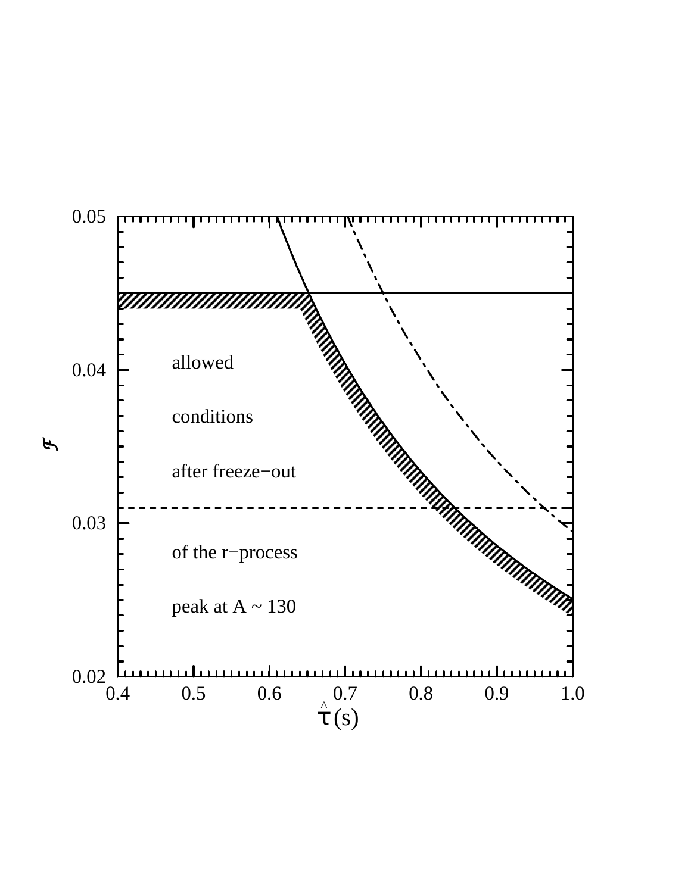0.05

0.04

0.03

0.02

$\mathcal{F}$

allowed

conditions

after freeze−out

of the r−process

peak at A ~ 130

0.4 0.5 0.6 0.7 0.8 0.9 1.0

$\hat{\tau}$ (s)